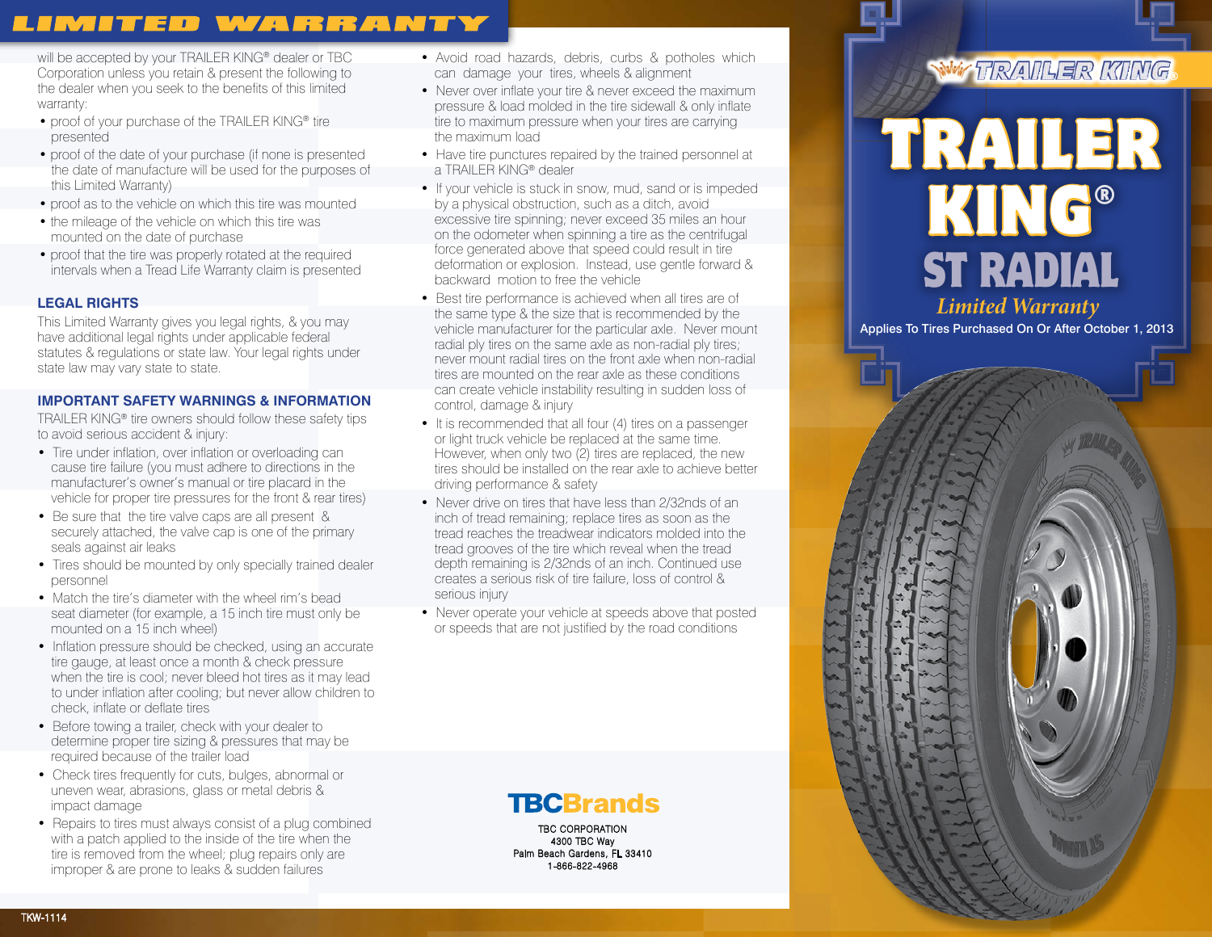# LIMITED WARRANTY

will be accepted by your TRAILER KING® dealer or TBC Corporation unless you retain & present the following to the dealer when you seek to the benefits of this limited warranty:

- proof of your purchase of the TRAILER KING® tire presented
- proof of the date of your purchase (if none is presented the date of manufacture will be used for the purposes of this Limited Warranty)
- proof as to the vehicle on which this tire was mounted
- the mileage of the vehicle on which this tire was mounted on the date of purchase
- proof that the tire was properly rotated at the required intervals when a Tread Life Warranty claim is presented

## LEGAL RIGHTS

This Limited Warranty gives you legal rights, & you may have additional legal rights under applicable federal statutes & regulations or state law. Your legal rights under state law may vary state to state.

## IMPORTANT SAFETY WARNINGS & INFORMATION

TRAILER KING® tire owners should follow these safety tips to avoid serious accident & injury:

- Tire under inflation, over inflation or overloading can cause tire failure (you must adhere to directions in the manufacturer's owner's manual or tire placard in the vehicle for proper tire pressures for the front & rear tires)
- Be sure that the tire valve caps are all present & securely attached, the valve cap is one of the primary seals against air leaks
- Tires should be mounted by only specially trained dealer personnel
- Match the tire's diameter with the wheel rim's bead seat diameter (for example, a 15 inch tire must only be mounted on a 15 inch wheel)
- Inflation pressure should be checked, using an accurate tire gauge, at least once a month & check pressure when the tire is cool; never bleed hot tires as it may lead to under inflation after cooling; but never allow children to check, inflate or deflate tires
- Before towing a trailer, check with your dealer to determine proper tire sizing & pressures that may be required because of the trailer load
- Check tires frequently for cuts, bulges, abnormal or uneven wear, abrasions, glass or metal debris & impact damage
- Repairs to tires must always consist of a plug combined with a patch applied to the inside of the tire when the tire is removed from the wheel; plug repairs only are improper & are prone to leaks & sudden failures
- Avoid road hazards, debris, curbs & potholes which can damage your tires, wheels & alignment
- Never over inflate your tire & never exceed the maximum pressure & load molded in the tire sidewall & only inflate tire to maximum pressure when your tires are carrying the maximum load
- Have tire punctures repaired by the trained personnel at a TRAILER KING® dealer
- If your vehicle is stuck in snow, mud, sand or is impeded by a physical obstruction, such as a ditch, avoid excessive tire spinning; never exceed 35 miles an hour on the odometer when spinning a tire as the centrifugal force generated above that speed could result in tire deformation or explosion. Instead, use gentle forward & backward motion to free the vehicle
- Best tire performance is achieved when all tires are of the same type & the size that is recommended by the vehicle manufacturer for the particular axle. Never mount radial ply tires on the same axle as non-radial ply tires; never mount radial tires on the front axle when non-radial tires are mounted on the rear axle as these conditions can create vehicle instability resulting in sudden loss of control, damage & injury
- It is recommended that all four (4) tires on a passenger or light truck vehicle be replaced at the same time. However, when only two (2) tires are replaced, the new tires should be installed on the rear axle to achieve better driving performance & safety
- Never drive on tires that have less than 2/32nds of an inch of tread remaining; replace tires as soon as the tread reaches the treadwear indicators molded into the tread grooves of the tire which reveal when the tread depth remaining is 2/32nds of an inch. Continued use creates a serious risk of tire failure, loss of control & serious injury
- Never operate your vehicle at speeds above that posted or speeds that are not justified by the road conditions

TBCBrands

TBC CORPORATION
4300 TBC Way
Palm Beach Gardens, FL 33410
1-866-822-4968

TRAILER KING

# TRAILER KING® ST RADIAL

*Limited Warranty*

Applies To Tires Purchased On Or After October 1, 2013

TKW-1114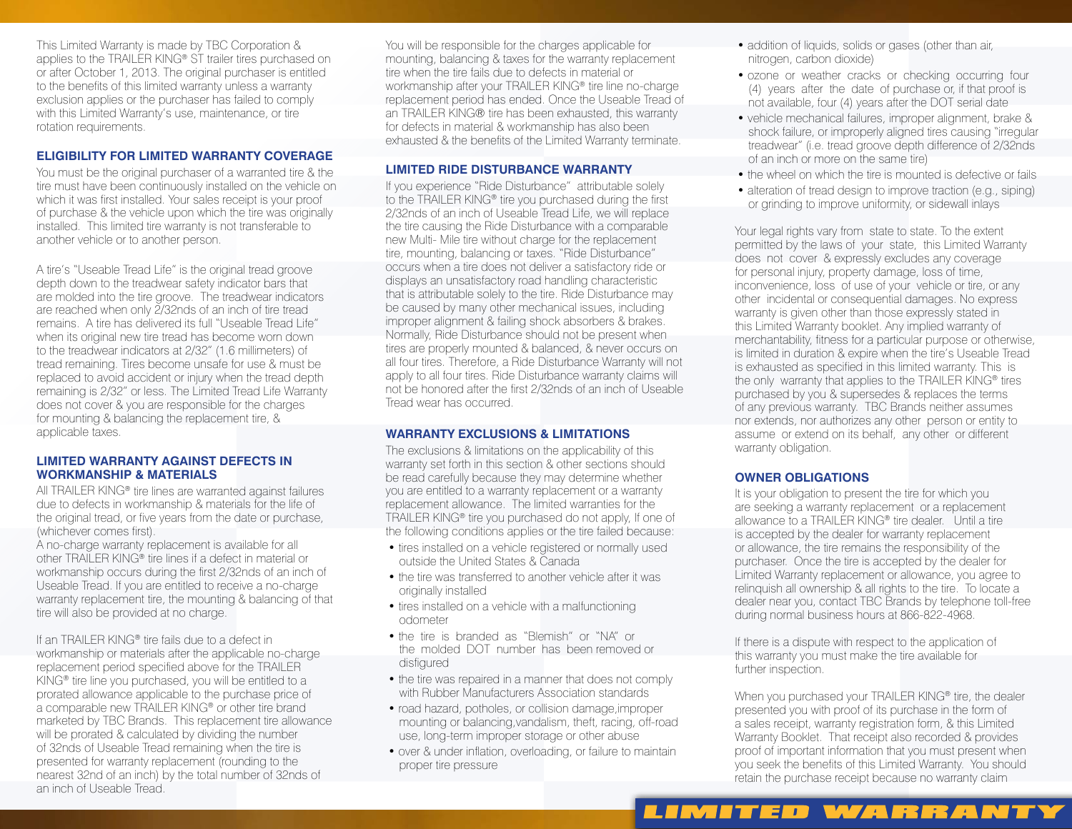This Limited Warranty is made by TBC Corporation & applies to the TRAILER KING® ST trailer tires purchased on or after October 1, 2013. The original purchaser is entitled to the benefits of this limited warranty unless a warranty exclusion applies or the purchaser has failed to comply with this Limited Warranty's use, maintenance, or tire rotation requirements.

## ELIGIBILITY FOR LIMITED WARRANTY COVERAGE

You must be the original purchaser of a warranted tire & the tire must have been continuously installed on the vehicle on which it was first installed. Your sales receipt is your proof of purchase & the vehicle upon which the tire was originally installed. This limited tire warranty is not transferable to another vehicle or to another person.

A tire's "Useable Tread Life" is the original tread groove depth down to the treadwear safety indicator bars that are molded into the tire groove. The treadwear indicators are reached when only 2/32nds of an inch of tire tread remains. A tire has delivered its full "Useable Tread Life" when its original new tire tread has become worn down to the treadwear indicators at 2/32" (1.6 millimeters) of tread remaining. Tires become unsafe for use & must be replaced to avoid accident or injury when the tread depth remaining is 2/32" or less. The Limited Tread Life Warranty does not cover & you are responsible for the charges for mounting & balancing the replacement tire, & applicable taxes.

## LIMITED WARRANTY AGAINST DEFECTS IN WORKMANSHIP & MATERIALS

All TRAILER KING® tire lines are warranted against failures due to defects in workmanship & materials for the life of the original tread, or five years from the date or purchase, (whichever comes first).
A no-charge warranty replacement is available for all other TRAILER KING® tire lines if a defect in material or workmanship occurs during the first 2/32nds of an inch of Useable Tread. If you are entitled to receive a no-charge warranty replacement tire, the mounting & balancing of that tire will also be provided at no charge.

If an TRAILER KING® tire fails due to a defect in workmanship or materials after the applicable no-charge replacement period specified above for the TRAILER KING® tire line you purchased, you will be entitled to a prorated allowance applicable to the purchase price of a comparable new TRAILER KING® or other tire brand marketed by TBC Brands. This replacement tire allowance will be prorated & calculated by dividing the number of 32nds of Useable Tread remaining when the tire is presented for warranty replacement (rounding to the nearest 32nd of an inch) by the total number of 32nds of an inch of Useable Tread.

You will be responsible for the charges applicable for mounting, balancing & taxes for the warranty replacement tire when the tire fails due to defects in material or workmanship after your TRAILER KING® tire line no-charge replacement period has ended. Once the Useable Tread of an TRAILER KING® tire has been exhausted, this warranty for defects in material & workmanship has also been exhausted & the benefits of the Limited Warranty terminate.

## LIMITED RIDE DISTURBANCE WARRANTY

If you experience "Ride Disturbance" attributable solely to the TRAILER KING® tire you purchased during the first 2/32nds of an inch of Useable Tread Life, we will replace the tire causing the Ride Disturbance with a comparable new Multi- Mile tire without charge for the replacement tire, mounting, balancing or taxes. "Ride Disturbance" occurs when a tire does not deliver a satisfactory ride or displays an unsatisfactory road handling characteristic that is attributable solely to the tire. Ride Disturbance may be caused by many other mechanical issues, including improper alignment & failing shock absorbers & brakes. Normally, Ride Disturbance should not be present when tires are properly mounted & balanced, & never occurs on all four tires. Therefore, a Ride Disturbance Warranty will not apply to all four tires. Ride Disturbance warranty claims will not be honored after the first 2/32nds of an inch of Useable Tread wear has occurred.

## WARRANTY EXCLUSIONS & LIMITATIONS

The exclusions & limitations on the applicability of this warranty set forth in this section & other sections should be read carefully because they may determine whether you are entitled to a warranty replacement or a warranty replacement allowance. The limited warranties for the TRAILER KING® tire you purchased do not apply, If one of the following conditions applies or the tire failed because:

- tires installed on a vehicle registered or normally used outside the United States & Canada
- the tire was transferred to another vehicle after it was originally installed
- tires installed on a vehicle with a malfunctioning odometer
- the tire is branded as "Blemish" or "NA" or the molded DOT number has been removed or disfigured
- the tire was repaired in a manner that does not comply with Rubber Manufacturers Association standards
- road hazard, potholes, or collision damage,improper mounting or balancing,vandalism, theft, racing, off-road use, long-term improper storage or other abuse
- over & under inflation, overloading, or failure to maintain proper tire pressure
- addition of liquids, solids or gases (other than air, nitrogen, carbon dioxide)
- ozone or weather cracks or checking occurring four (4) years after the date of purchase or, if that proof is not available, four (4) years after the DOT serial date
- vehicle mechanical failures, improper alignment, brake & shock failure, or improperly aligned tires causing "irregular treadwear" (i.e. tread groove depth difference of 2/32nds of an inch or more on the same tire)
- the wheel on which the tire is mounted is defective or fails
- alteration of tread design to improve traction (e.g., siping) or grinding to improve uniformity, or sidewall inlays

Your legal rights vary from state to state. To the extent permitted by the laws of your state, this Limited Warranty does not cover & expressly excludes any coverage for personal injury, property damage, loss of time, inconvenience, loss of use of your vehicle or tire, or any other incidental or consequential damages. No express warranty is given other than those expressly stated in this Limited Warranty booklet. Any implied warranty of merchantability, fitness for a particular purpose or otherwise, is limited in duration & expire when the tire's Useable Tread is exhausted as specified in this limited warranty. This is the only warranty that applies to the TRAILER KING® tires purchased by you & supersedes & replaces the terms of any previous warranty. TBC Brands neither assumes nor extends, nor authorizes any other person or entity to assume or extend on its behalf, any other or different warranty obligation.

## OWNER OBLIGATIONS

It is your obligation to present the tire for which you are seeking a warranty replacement or a replacement allowance to a TRAILER KING® tire dealer. Until a tire is accepted by the dealer for warranty replacement or allowance, the tire remains the responsibility of the purchaser. Once the tire is accepted by the dealer for Limited Warranty replacement or allowance, you agree to relinquish all ownership & all rights to the tire. To locate a dealer near you, contact TBC Brands by telephone toll-free during normal business hours at 866-822-4968.

If there is a dispute with respect to the application of this warranty you must make the tire available for further inspection.

When you purchased your TRAILER KING® tire, the dealer presented you with proof of its purchase in the form of a sales receipt, warranty registration form, & this Limited Warranty Booklet. That receipt also recorded & provides proof of important information that you must present when you seek the benefits of this Limited Warranty. You should retain the purchase receipt because no warranty claim

LIMITED WARRANTY